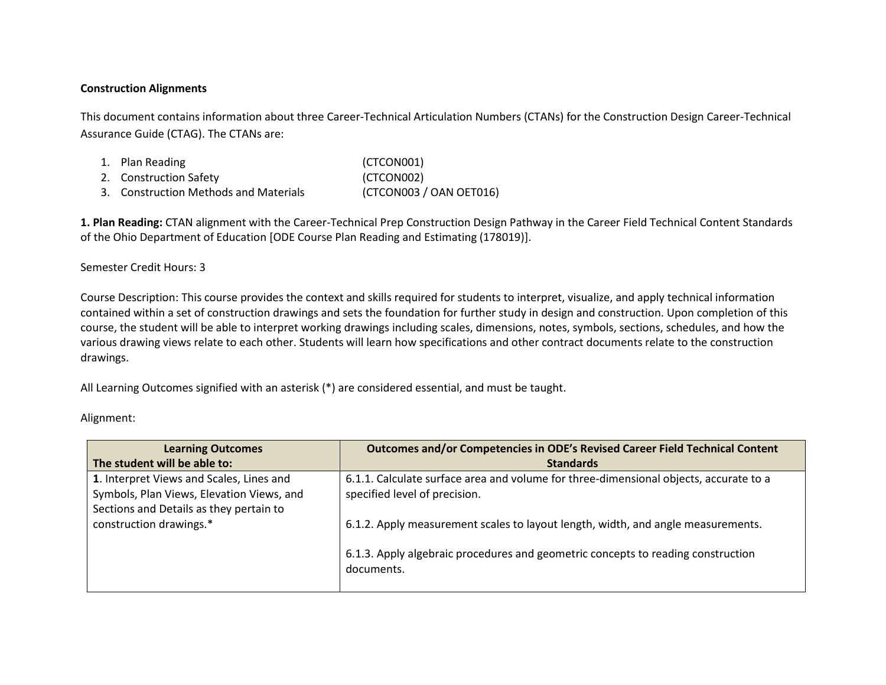**Construction Alignments**

This document contains information about three Career-Technical Articulation Numbers (CTANs) for the Construction Design Career-Technical Assurance Guide (CTAG). The CTANs are:

1. Plan Reading (CTCON001)
2. Construction Safety (CTCON002)
3. Construction Methods and Materials (CTCON003 / OAN OET016)

**1. Plan Reading:** CTAN alignment with the Career-Technical Prep Construction Design Pathway in the Career Field Technical Content Standards of the Ohio Department of Education [ODE Course Plan Reading and Estimating (178019)].

Semester Credit Hours: 3

Course Description: This course provides the context and skills required for students to interpret, visualize, and apply technical information contained within a set of construction drawings and sets the foundation for further study in design and construction. Upon completion of this course, the student will be able to interpret working drawings including scales, dimensions, notes, symbols, sections, schedules, and how the various drawing views relate to each other. Students will learn how specifications and other contract documents relate to the construction drawings.

All Learning Outcomes signified with an asterisk (*) are considered essential, and must be taught.

Alignment:

| **Learning Outcomes**<br>**The student will be able to:** | **Outcomes and/or Competencies in ODE's Revised Career Field Technical Content Standards** |
|---|---|
| **1**. Interpret Views and Scales, Lines and Symbols, Plan Views, Elevation Views, and Sections and Details as they pertain to construction drawings.* | 6.1.1. Calculate surface area and volume for three-dimensional objects, accurate to a specified level of precision.<br><br>6.1.2. Apply measurement scales to layout length, width, and angle measurements.<br><br>6.1.3. Apply algebraic procedures and geometric concepts to reading construction documents. |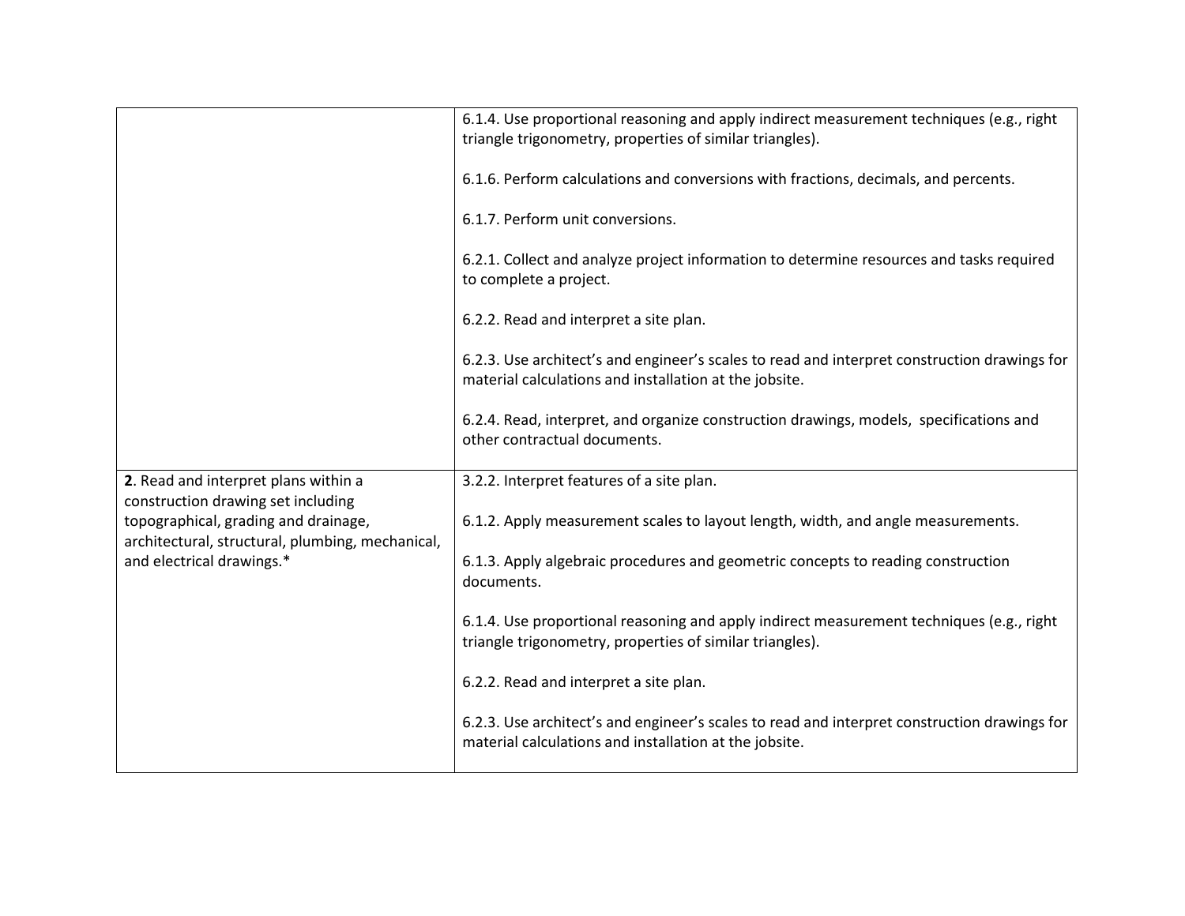| | |
|---|---|
| | 6.1.4. Use proportional reasoning and apply indirect measurement techniques (e.g., right triangle trigonometry, properties of similar triangles).<br><br>6.1.6. Perform calculations and conversions with fractions, decimals, and percents.<br><br>6.1.7. Perform unit conversions.<br><br>6.2.1. Collect and analyze project information to determine resources and tasks required to complete a project.<br><br>6.2.2. Read and interpret a site plan.<br><br>6.2.3. Use architect's and engineer's scales to read and interpret construction drawings for material calculations and installation at the jobsite.<br><br>6.2.4. Read, interpret, and organize construction drawings, models, specifications and other contractual documents. |
| **2**. Read and interpret plans within a construction drawing set including topographical, grading and drainage, architectural, structural, plumbing, mechanical, and electrical drawings.* | 3.2.2. Interpret features of a site plan.<br><br>6.1.2. Apply measurement scales to layout length, width, and angle measurements.<br><br>6.1.3. Apply algebraic procedures and geometric concepts to reading construction documents.<br><br>6.1.4. Use proportional reasoning and apply indirect measurement techniques (e.g., right triangle trigonometry, properties of similar triangles).<br><br>6.2.2. Read and interpret a site plan.<br><br>6.2.3. Use architect's and engineer's scales to read and interpret construction drawings for material calculations and installation at the jobsite. |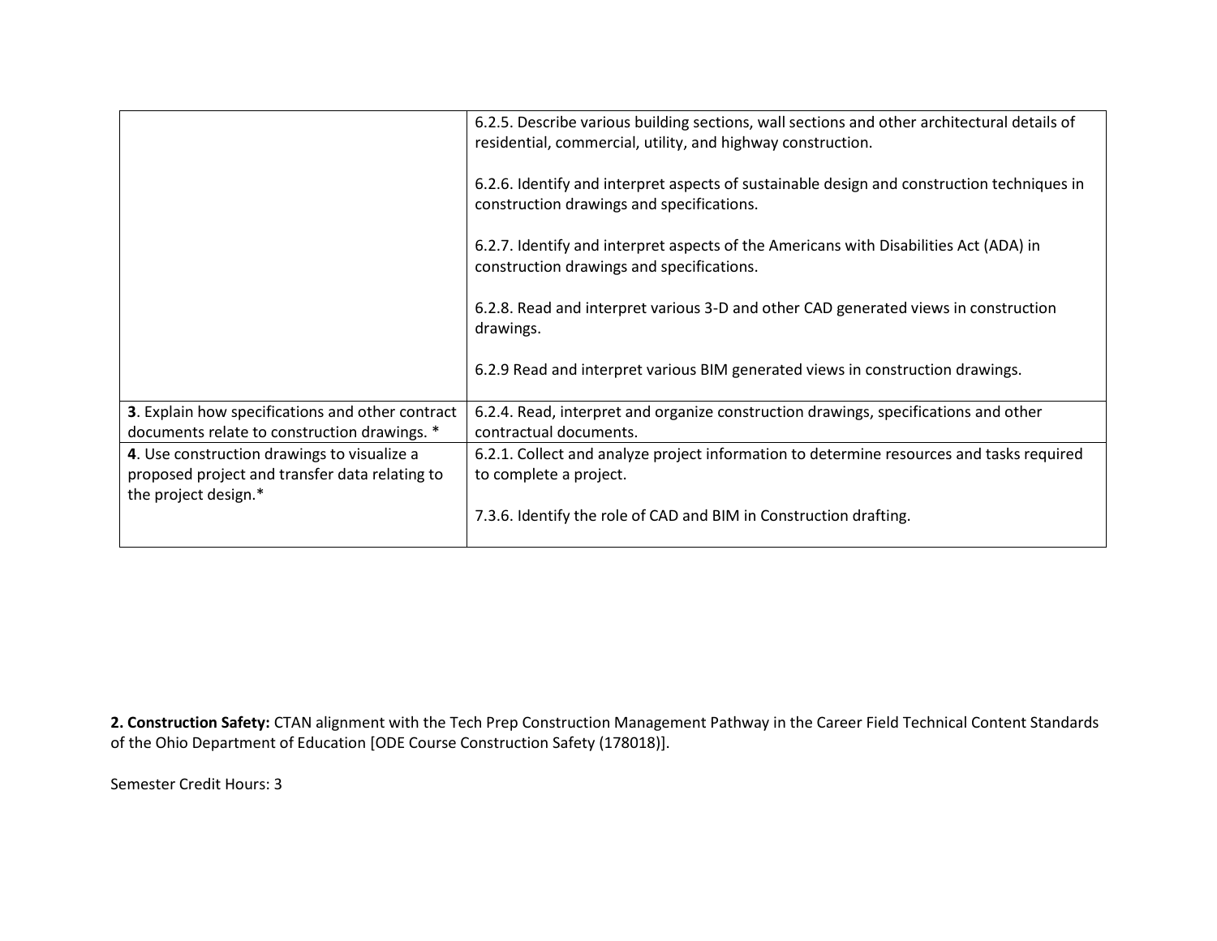| | |
|---|---|
| | 6.2.5. Describe various building sections, wall sections and other architectural details of residential, commercial, utility, and highway construction.<br><br>6.2.6. Identify and interpret aspects of sustainable design and construction techniques in construction drawings and specifications.<br><br>6.2.7. Identify and interpret aspects of the Americans with Disabilities Act (ADA) in construction drawings and specifications.<br><br>6.2.8. Read and interpret various 3-D and other CAD generated views in construction drawings.<br><br>6.2.9 Read and interpret various BIM generated views in construction drawings. |
| **3**. Explain how specifications and other contract documents relate to construction drawings. * | 6.2.4. Read, interpret and organize construction drawings, specifications and other contractual documents. |
| **4**. Use construction drawings to visualize a proposed project and transfer data relating to the project design.* | 6.2.1. Collect and analyze project information to determine resources and tasks required to complete a project.<br><br>7.3.6. Identify the role of CAD and BIM in Construction drafting. |

**2. Construction Safety:** CTAN alignment with the Tech Prep Construction Management Pathway in the Career Field Technical Content Standards of the Ohio Department of Education [ODE Course Construction Safety (178018)].

Semester Credit Hours: 3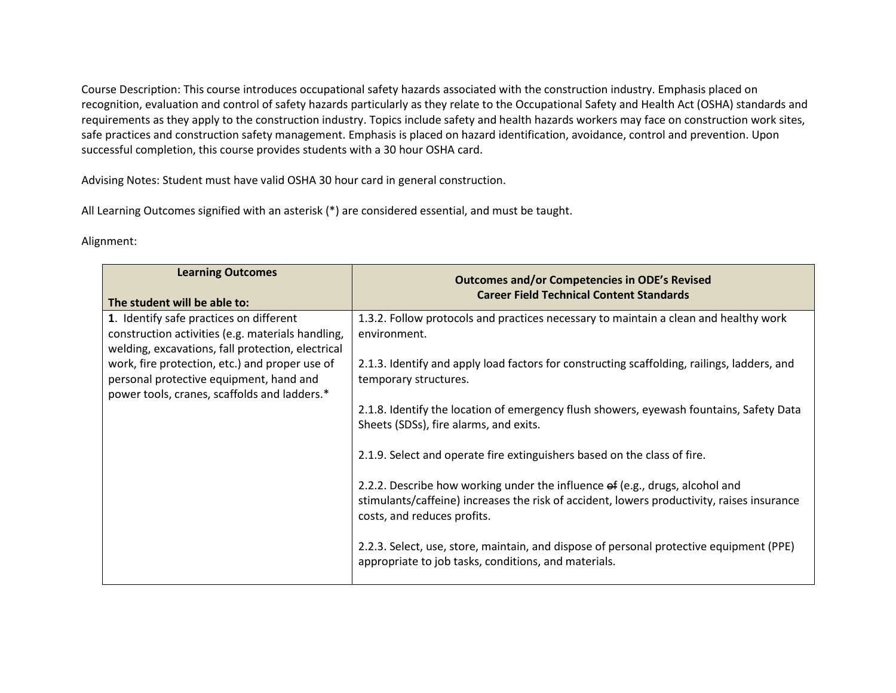Course Description: This course introduces occupational safety hazards associated with the construction industry. Emphasis placed on recognition, evaluation and control of safety hazards particularly as they relate to the Occupational Safety and Health Act (OSHA) standards and requirements as they apply to the construction industry. Topics include safety and health hazards workers may face on construction work sites, safe practices and construction safety management. Emphasis is placed on hazard identification, avoidance, control and prevention. Upon successful completion, this course provides students with a 30 hour OSHA card.

Advising Notes: Student must have valid OSHA 30 hour card in general construction.

All Learning Outcomes signified with an asterisk (*) are considered essential, and must be taught.

Alignment:

| Learning Outcomes<br><br>**The student will be able to:** | **Outcomes and/or Competencies in ODE's Revised Career Field Technical Content Standards** |
|---|---|
| **1**. Identify safe practices on different construction activities (e.g. materials handling, welding, excavations, fall protection, electrical work, fire protection, etc.) and proper use of personal protective equipment, hand and power tools, cranes, scaffolds and ladders.* | 1.3.2. Follow protocols and practices necessary to maintain a clean and healthy work environment.<br><br>2.1.3. Identify and apply load factors for constructing scaffolding, railings, ladders, and temporary structures.<br><br>2.1.8. Identify the location of emergency flush showers, eyewash fountains, Safety Data Sheets (SDSs), fire alarms, and exits.<br><br>2.1.9. Select and operate fire extinguishers based on the class of fire.<br><br>2.2.2. Describe how working under the influence ~~of~~ (e.g., drugs, alcohol and stimulants/caffeine) increases the risk of accident, lowers productivity, raises insurance costs, and reduces profits.<br><br>2.2.3. Select, use, store, maintain, and dispose of personal protective equipment (PPE) appropriate to job tasks, conditions, and materials. |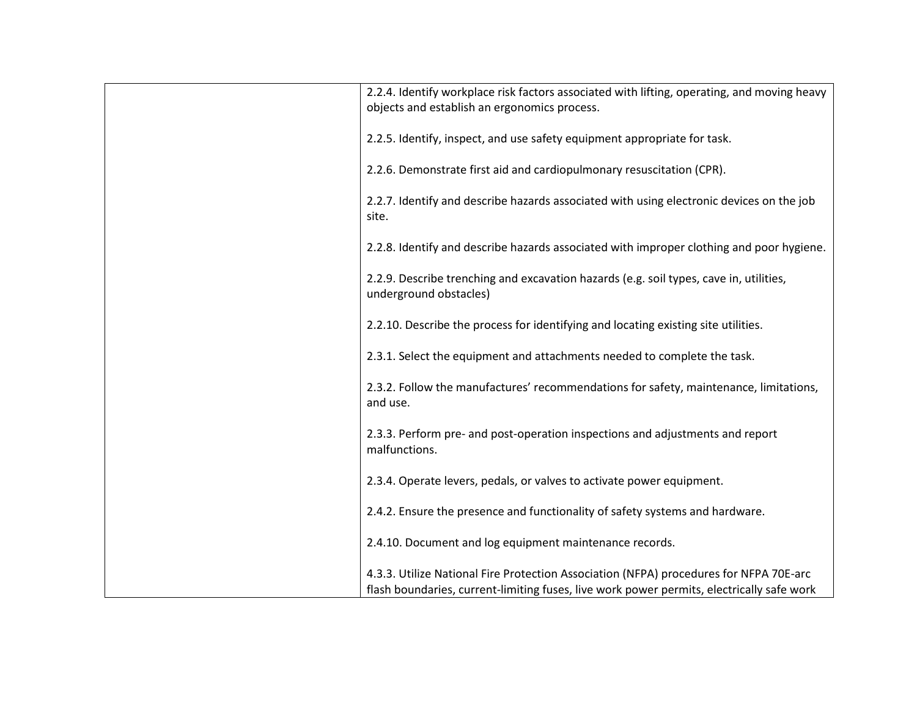| | |
|---|---|
| | 2.2.4. Identify workplace risk factors associated with lifting, operating, and moving heavy objects and establish an ergonomics process.<br><br>2.2.5. Identify, inspect, and use safety equipment appropriate for task.<br><br>2.2.6. Demonstrate first aid and cardiopulmonary resuscitation (CPR).<br><br>2.2.7. Identify and describe hazards associated with using electronic devices on the job site.<br><br>2.2.8. Identify and describe hazards associated with improper clothing and poor hygiene.<br><br>2.2.9. Describe trenching and excavation hazards (e.g. soil types, cave in, utilities, underground obstacles)<br><br>2.2.10. Describe the process for identifying and locating existing site utilities.<br><br>2.3.1. Select the equipment and attachments needed to complete the task.<br><br>2.3.2. Follow the manufactures' recommendations for safety, maintenance, limitations, and use.<br><br>2.3.3. Perform pre- and post-operation inspections and adjustments and report malfunctions.<br><br>2.3.4. Operate levers, pedals, or valves to activate power equipment.<br><br>2.4.2. Ensure the presence and functionality of safety systems and hardware.<br><br>2.4.10. Document and log equipment maintenance records.<br><br>4.3.3. Utilize National Fire Protection Association (NFPA) procedures for NFPA 70E-arc flash boundaries, current-limiting fuses, live work power permits, electrically safe work |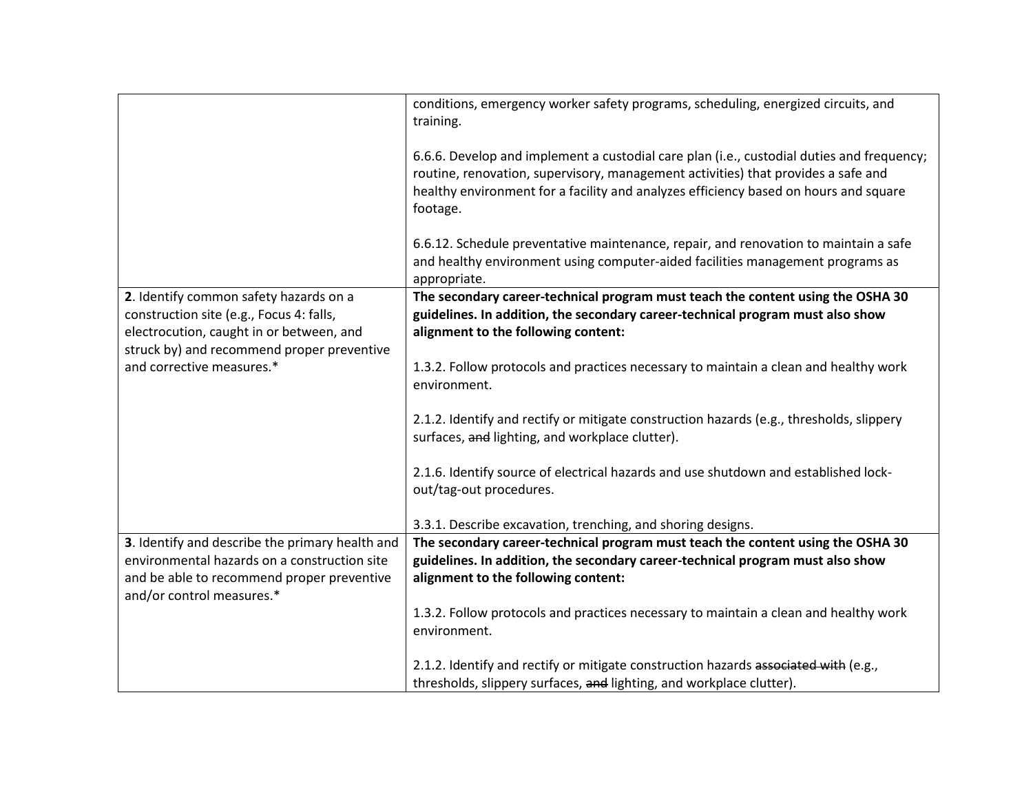| | |
|---|---|
| | conditions, emergency worker safety programs, scheduling, energized circuits, and training.<br><br>6.6.6. Develop and implement a custodial care plan (i.e., custodial duties and frequency; routine, renovation, supervisory, management activities) that provides a safe and healthy environment for a facility and analyzes efficiency based on hours and square footage.<br><br>6.6.12. Schedule preventative maintenance, repair, and renovation to maintain a safe and healthy environment using computer-aided facilities management programs as appropriate. |
| **2**. Identify common safety hazards on a construction site (e.g., Focus 4: falls, electrocution, caught in or between, and struck by) and recommend proper preventive and corrective measures.* | **The secondary career-technical program must teach the content using the OSHA 30 guidelines. In addition, the secondary career-technical program must also show alignment to the following content:**<br><br>1.3.2. Follow protocols and practices necessary to maintain a clean and healthy work environment.<br><br>2.1.2. Identify and rectify or mitigate construction hazards (e.g., thresholds, slippery surfaces, ~~and~~ lighting, and workplace clutter).<br><br>2.1.6. Identify source of electrical hazards and use shutdown and established lock-out/tag-out procedures.<br><br>3.3.1. Describe excavation, trenching, and shoring designs. |
| **3**. Identify and describe the primary health and environmental hazards on a construction site and be able to recommend proper preventive and/or control measures.* | **The secondary career-technical program must teach the content using the OSHA 30 guidelines. In addition, the secondary career-technical program must also show alignment to the following content:**<br><br>1.3.2. Follow protocols and practices necessary to maintain a clean and healthy work environment.<br><br>2.1.2. Identify and rectify or mitigate construction hazards ~~associated with~~ (e.g., thresholds, slippery surfaces, ~~and~~ lighting, and workplace clutter). |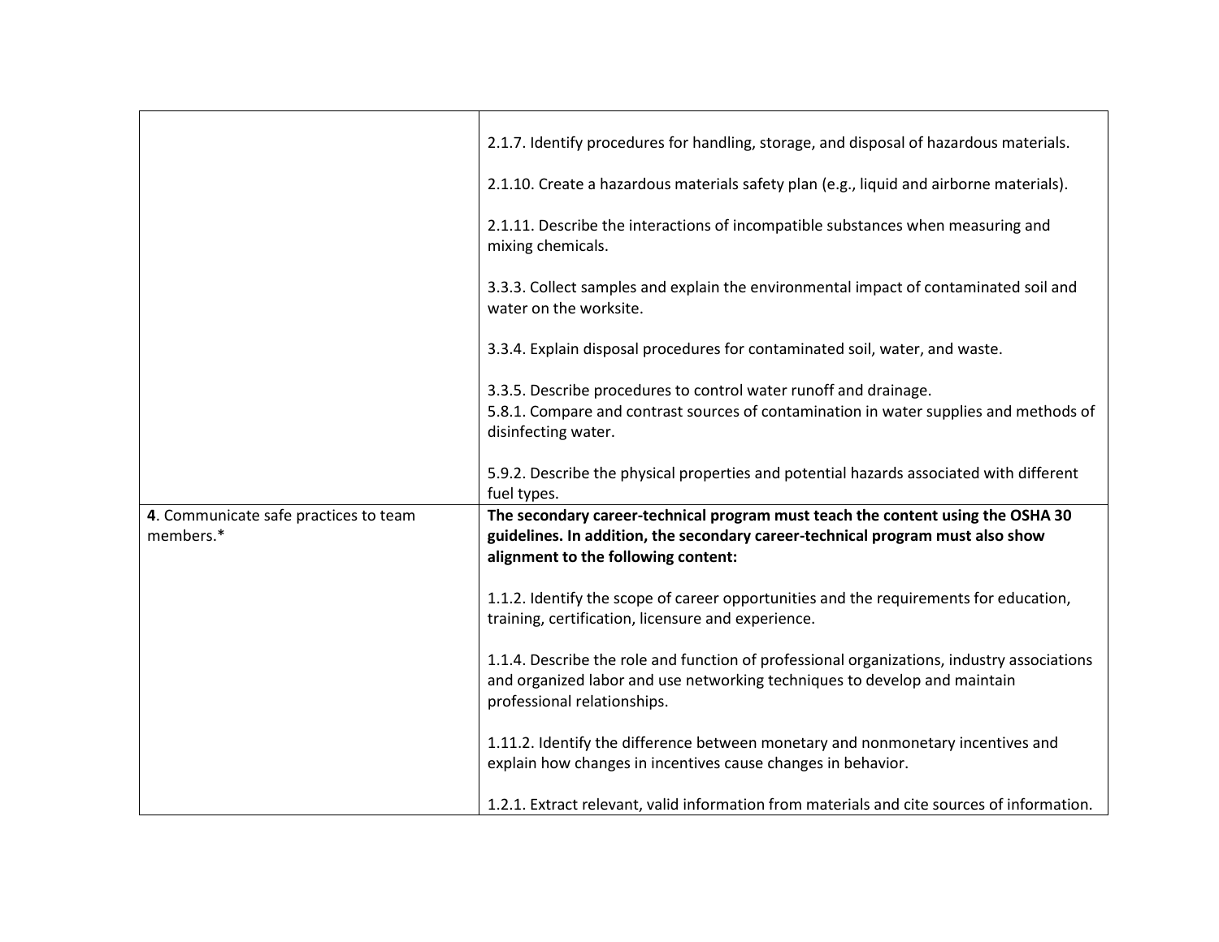| | |
|---|---|
| | 2.1.7. Identify procedures for handling, storage, and disposal of hazardous materials.<br><br>2.1.10. Create a hazardous materials safety plan (e.g., liquid and airborne materials).<br><br>2.1.11. Describe the interactions of incompatible substances when measuring and mixing chemicals.<br><br>3.3.3. Collect samples and explain the environmental impact of contaminated soil and water on the worksite.<br><br>3.3.4. Explain disposal procedures for contaminated soil, water, and waste.<br><br>3.3.5. Describe procedures to control water runoff and drainage.<br>5.8.1. Compare and contrast sources of contamination in water supplies and methods of disinfecting water.<br><br>5.9.2. Describe the physical properties and potential hazards associated with different fuel types. |
| **4**. Communicate safe practices to team members.* | **The secondary career-technical program must teach the content using the OSHA 30 guidelines. In addition, the secondary career-technical program must also show alignment to the following content:**<br><br>1.1.2. Identify the scope of career opportunities and the requirements for education, training, certification, licensure and experience.<br><br>1.1.4. Describe the role and function of professional organizations, industry associations and organized labor and use networking techniques to develop and maintain professional relationships.<br><br>1.11.2. Identify the difference between monetary and nonmonetary incentives and explain how changes in incentives cause changes in behavior.<br><br>1.2.1. Extract relevant, valid information from materials and cite sources of information. |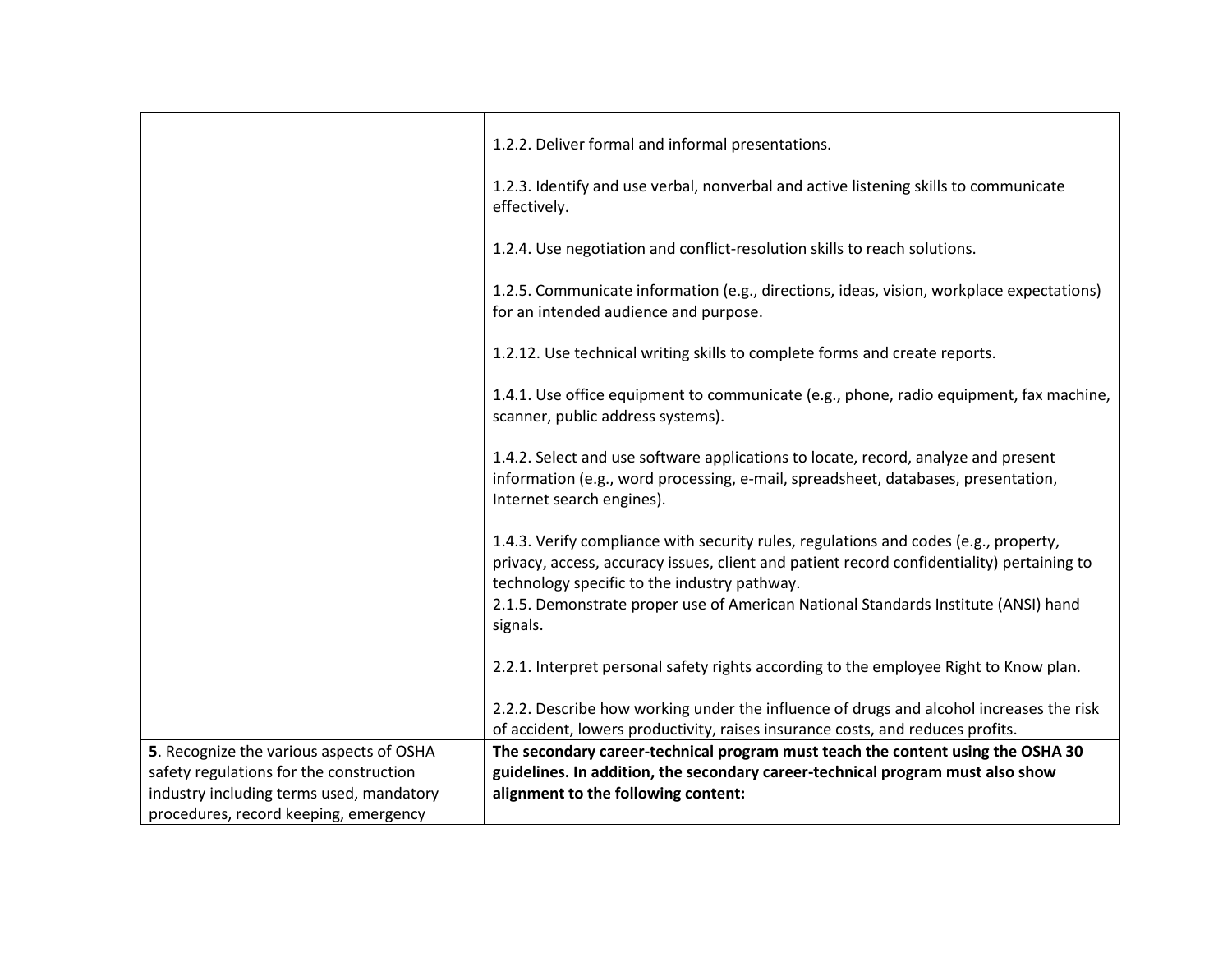| | |
|---|---|
| | 1.2.2. Deliver formal and informal presentations.<br><br>1.2.3. Identify and use verbal, nonverbal and active listening skills to communicate effectively.<br><br>1.2.4. Use negotiation and conflict-resolution skills to reach solutions.<br><br>1.2.5. Communicate information (e.g., directions, ideas, vision, workplace expectations) for an intended audience and purpose.<br><br>1.2.12. Use technical writing skills to complete forms and create reports.<br><br>1.4.1. Use office equipment to communicate (e.g., phone, radio equipment, fax machine, scanner, public address systems).<br><br>1.4.2. Select and use software applications to locate, record, analyze and present information (e.g., word processing, e-mail, spreadsheet, databases, presentation, Internet search engines).<br><br>1.4.3. Verify compliance with security rules, regulations and codes (e.g., property, privacy, access, accuracy issues, client and patient record confidentiality) pertaining to technology specific to the industry pathway.<br>2.1.5. Demonstrate proper use of American National Standards Institute (ANSI) hand signals.<br><br>2.2.1. Interpret personal safety rights according to the employee Right to Know plan.<br><br>2.2.2. Describe how working under the influence of drugs and alcohol increases the risk of accident, lowers productivity, raises insurance costs, and reduces profits. |
| **5**. Recognize the various aspects of OSHA safety regulations for the construction industry including terms used, mandatory procedures, record keeping, emergency | **The secondary career-technical program must teach the content using the OSHA 30 guidelines. In addition, the secondary career-technical program must also show alignment to the following content:** |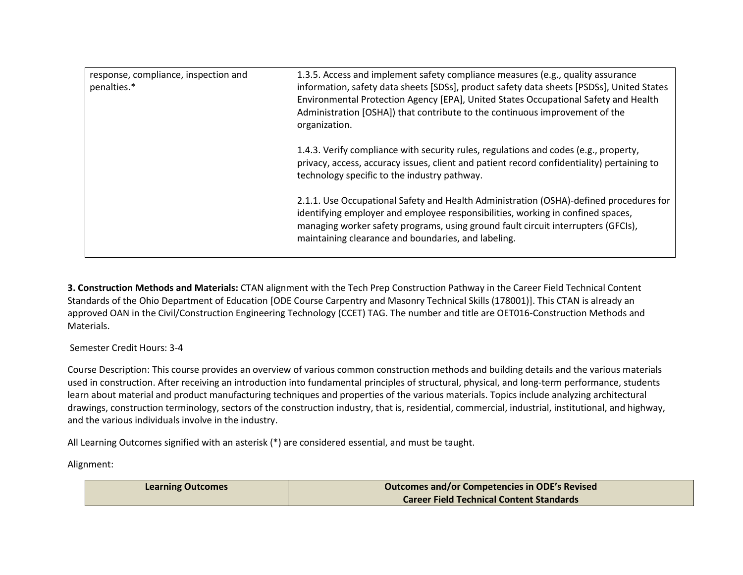| | |
|---|---|
| response, compliance, inspection and penalties.* | 1.3.5. Access and implement safety compliance measures (e.g., quality assurance information, safety data sheets [SDSs], product safety data sheets [PSDSs], United States Environmental Protection Agency [EPA], United States Occupational Safety and Health Administration [OSHA]) that contribute to the continuous improvement of the organization.<br><br>1.4.3. Verify compliance with security rules, regulations and codes (e.g., property, privacy, access, accuracy issues, client and patient record confidentiality) pertaining to technology specific to the industry pathway.<br><br>2.1.1. Use Occupational Safety and Health Administration (OSHA)-defined procedures for identifying employer and employee responsibilities, working in confined spaces, managing worker safety programs, using ground fault circuit interrupters (GFCIs), maintaining clearance and boundaries, and labeling. |

**3. Construction Methods and Materials:** CTAN alignment with the Tech Prep Construction Pathway in the Career Field Technical Content Standards of the Ohio Department of Education [ODE Course Carpentry and Masonry Technical Skills (178001)]. This CTAN is already an approved OAN in the Civil/Construction Engineering Technology (CCET) TAG. The number and title are OET016-Construction Methods and Materials.

Semester Credit Hours: 3-4

Course Description: This course provides an overview of various common construction methods and building details and the various materials used in construction. After receiving an introduction into fundamental principles of structural, physical, and long-term performance, students learn about material and product manufacturing techniques and properties of the various materials. Topics include analyzing architectural drawings, construction terminology, sectors of the construction industry, that is, residential, commercial, industrial, institutional, and highway, and the various individuals involve in the industry.

All Learning Outcomes signified with an asterisk (*) are considered essential, and must be taught.

Alignment:

| Learning Outcomes | Outcomes and/or Competencies in ODE's Revised Career Field Technical Content Standards |
|---|---|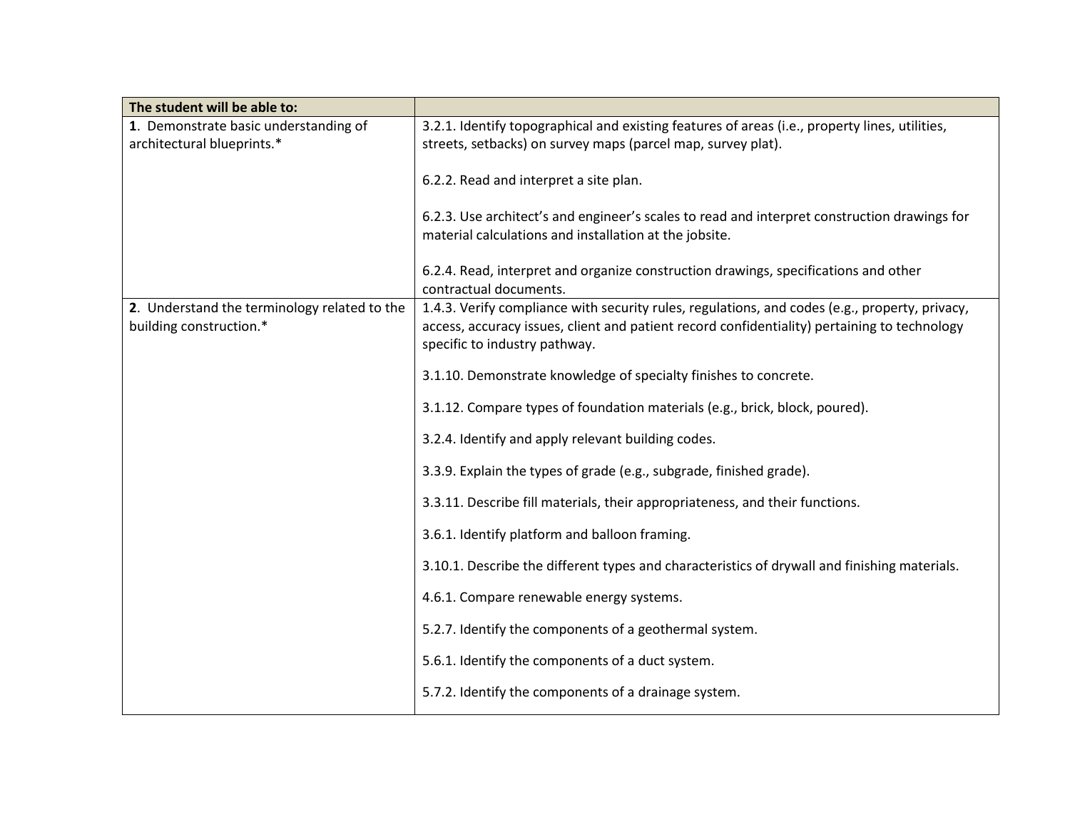| The student will be able to: | |
|---|---|
| **1**. Demonstrate basic understanding of architectural blueprints.* | 3.2.1. Identify topographical and existing features of areas (i.e., property lines, utilities, streets, setbacks) on survey maps (parcel map, survey plat).<br><br>6.2.2. Read and interpret a site plan.<br><br>6.2.3. Use architect's and engineer's scales to read and interpret construction drawings for material calculations and installation at the jobsite.<br><br>6.2.4. Read, interpret and organize construction drawings, specifications and other contractual documents. |
| **2**. Understand the terminology related to the building construction.* | 1.4.3. Verify compliance with security rules, regulations, and codes (e.g., property, privacy, access, accuracy issues, client and patient record confidentiality) pertaining to technology specific to industry pathway.<br><br>3.1.10. Demonstrate knowledge of specialty finishes to concrete.<br><br>3.1.12. Compare types of foundation materials (e.g., brick, block, poured).<br><br>3.2.4. Identify and apply relevant building codes.<br><br>3.3.9. Explain the types of grade (e.g., subgrade, finished grade).<br><br>3.3.11. Describe fill materials, their appropriateness, and their functions.<br><br>3.6.1. Identify platform and balloon framing.<br><br>3.10.1. Describe the different types and characteristics of drywall and finishing materials.<br><br>4.6.1. Compare renewable energy systems.<br><br>5.2.7. Identify the components of a geothermal system.<br><br>5.6.1. Identify the components of a duct system.<br><br>5.7.2. Identify the components of a drainage system. |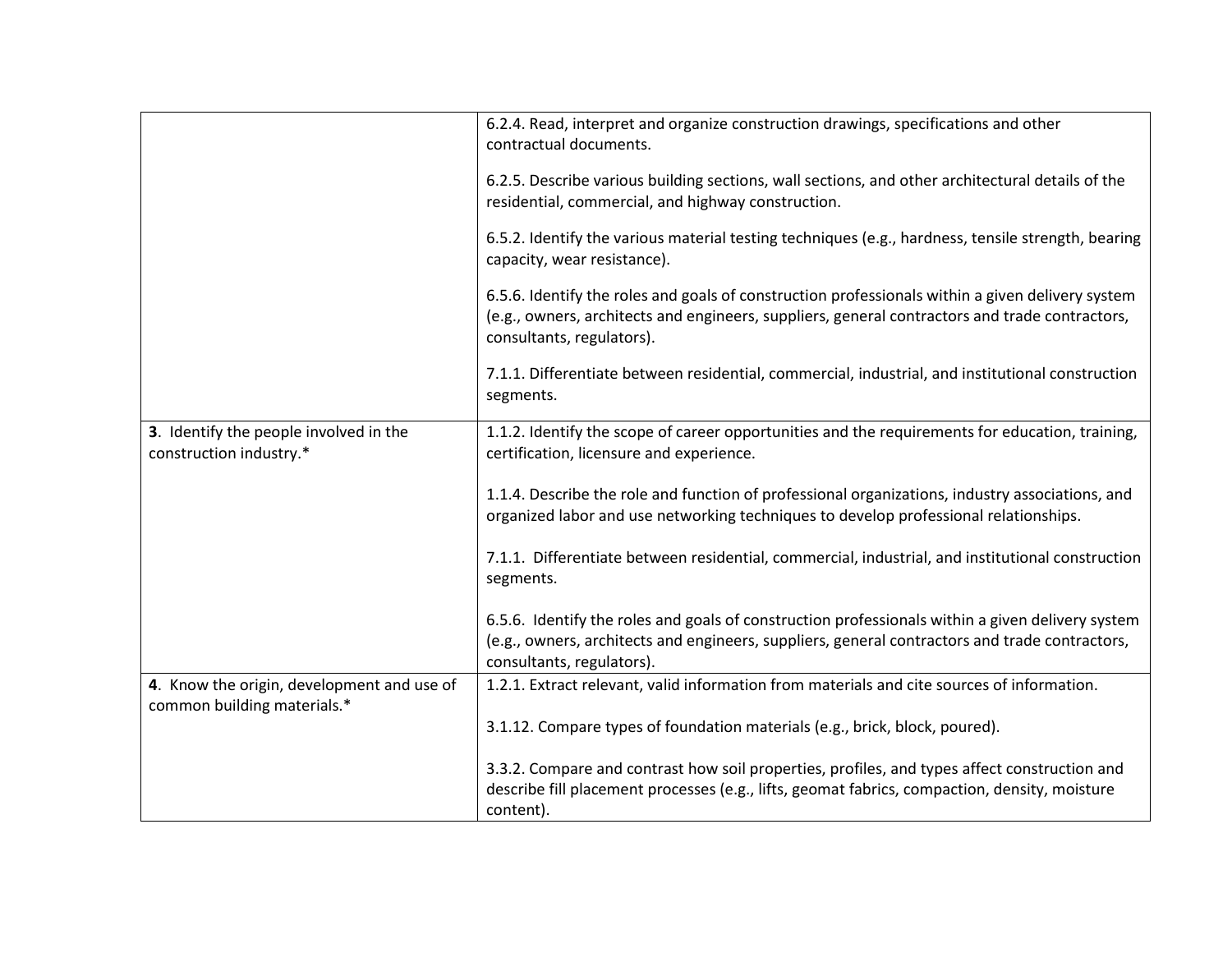| | |
|---|---|
| | 6.2.4. Read, interpret and organize construction drawings, specifications and other contractual documents.<br><br>6.2.5. Describe various building sections, wall sections, and other architectural details of the residential, commercial, and highway construction.<br><br>6.5.2. Identify the various material testing techniques (e.g., hardness, tensile strength, bearing capacity, wear resistance).<br><br>6.5.6. Identify the roles and goals of construction professionals within a given delivery system (e.g., owners, architects and engineers, suppliers, general contractors and trade contractors, consultants, regulators).<br><br>7.1.1. Differentiate between residential, commercial, industrial, and institutional construction segments. |
| **3**. Identify the people involved in the construction industry.* | 1.1.2. Identify the scope of career opportunities and the requirements for education, training, certification, licensure and experience.<br><br>1.1.4. Describe the role and function of professional organizations, industry associations, and organized labor and use networking techniques to develop professional relationships.<br><br>7.1.1. Differentiate between residential, commercial, industrial, and institutional construction segments.<br><br>6.5.6. Identify the roles and goals of construction professionals within a given delivery system (e.g., owners, architects and engineers, suppliers, general contractors and trade contractors, consultants, regulators). |
| **4**. Know the origin, development and use of common building materials.* | 1.2.1. Extract relevant, valid information from materials and cite sources of information.<br><br>3.1.12. Compare types of foundation materials (e.g., brick, block, poured).<br><br>3.3.2. Compare and contrast how soil properties, profiles, and types affect construction and describe fill placement processes (e.g., lifts, geomat fabrics, compaction, density, moisture content). |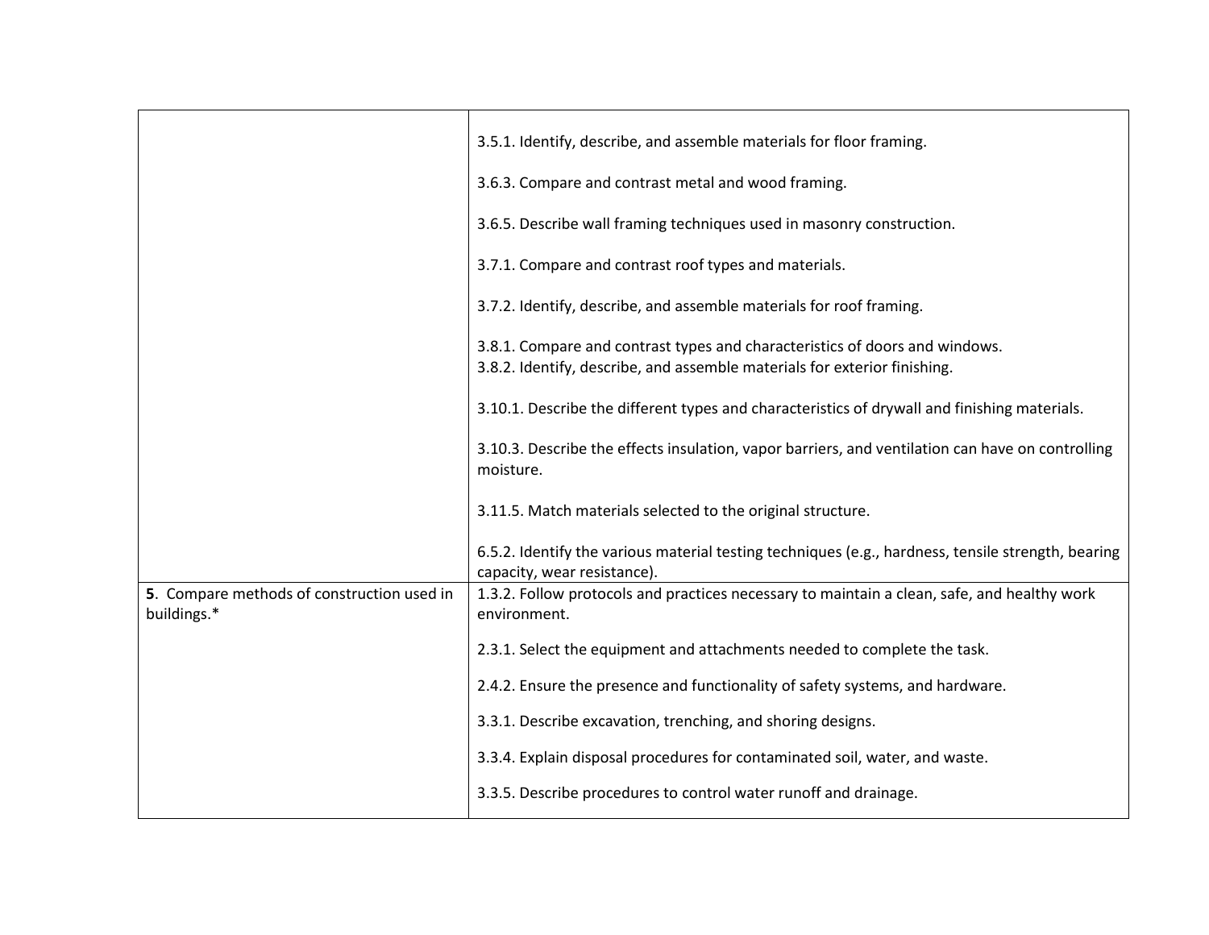|  |  |
|---|---|
|  | 3.5.1. Identify, describe, and assemble materials for floor framing.<br><br>3.6.3. Compare and contrast metal and wood framing.<br><br>3.6.5. Describe wall framing techniques used in masonry construction.<br><br>3.7.1. Compare and contrast roof types and materials.<br><br>3.7.2. Identify, describe, and assemble materials for roof framing.<br><br>3.8.1. Compare and contrast types and characteristics of doors and windows.<br>3.8.2. Identify, describe, and assemble materials for exterior finishing.<br><br>3.10.1. Describe the different types and characteristics of drywall and finishing materials.<br><br>3.10.3. Describe the effects insulation, vapor barriers, and ventilation can have on controlling moisture.<br><br>3.11.5. Match materials selected to the original structure.<br><br>6.5.2. Identify the various material testing techniques (e.g., hardness, tensile strength, bearing capacity, wear resistance). |
| **5**. Compare methods of construction used in buildings.* | 1.3.2. Follow protocols and practices necessary to maintain a clean, safe, and healthy work environment.<br><br>2.3.1. Select the equipment and attachments needed to complete the task.<br><br>2.4.2. Ensure the presence and functionality of safety systems, and hardware.<br><br>3.3.1. Describe excavation, trenching, and shoring designs.<br><br>3.3.4. Explain disposal procedures for contaminated soil, water, and waste.<br><br>3.3.5. Describe procedures to control water runoff and drainage. |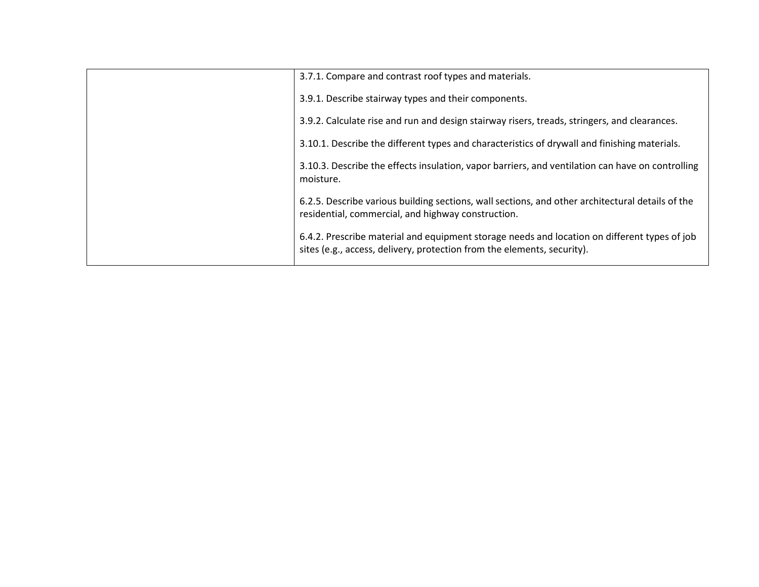| | |
|---|---|
| | 3.7.1. Compare and contrast roof types and materials.<br><br>3.9.1. Describe stairway types and their components.<br><br>3.9.2. Calculate rise and run and design stairway risers, treads, stringers, and clearances.<br><br>3.10.1. Describe the different types and characteristics of drywall and finishing materials.<br><br>3.10.3. Describe the effects insulation, vapor barriers, and ventilation can have on controlling moisture.<br><br>6.2.5. Describe various building sections, wall sections, and other architectural details of the residential, commercial, and highway construction.<br><br>6.4.2. Prescribe material and equipment storage needs and location on different types of job sites (e.g., access, delivery, protection from the elements, security). |